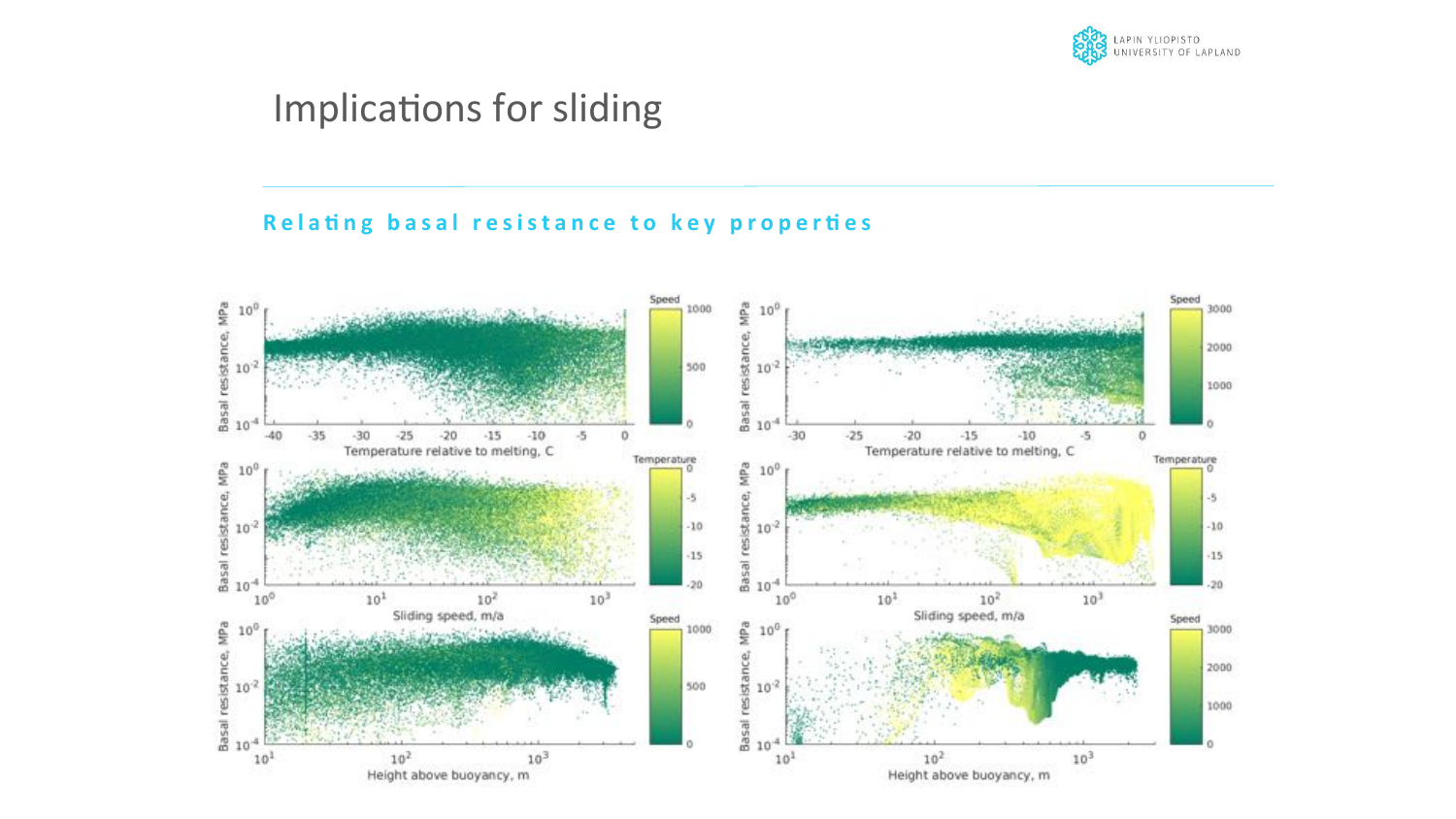# Implications for sliding

**Relating basal resistance to key properties**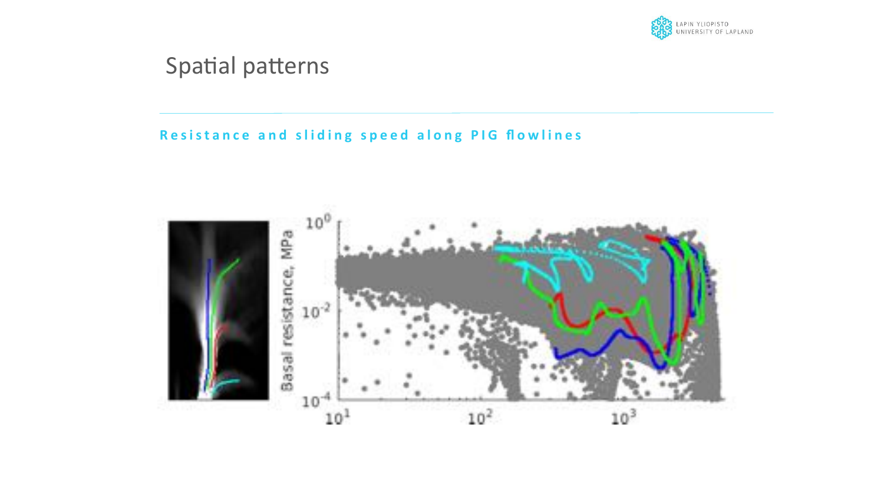# Spatial patterns

**Resistance and sliding speed along PIG flowlines**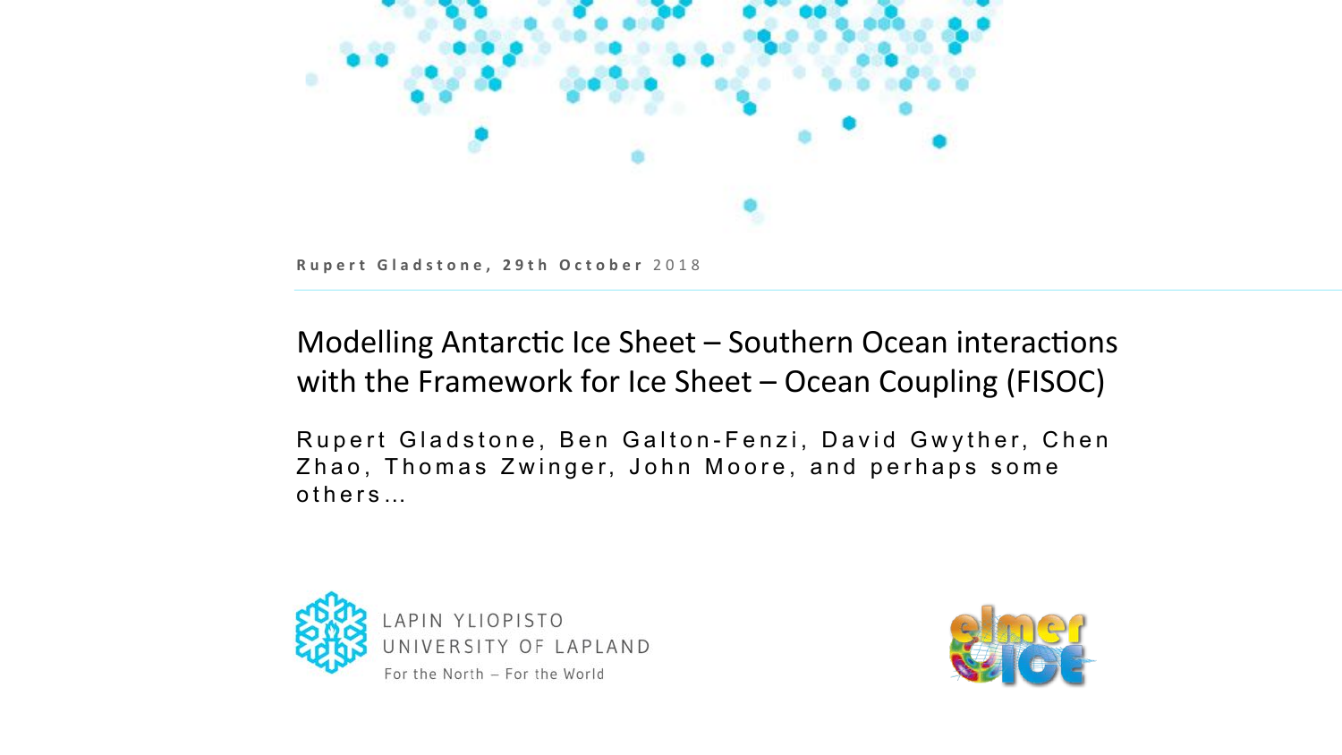**Rupert Gladstone, 29th October** 2018

# Modelling Antarctic Ice Sheet – Southern Ocean interactions with the Framework for Ice Sheet – Ocean Coupling (FISOC)

Rupert Gladstone, Ben Galton-Fenzi, David Gwyther, Chen Zhao, Thomas Zwinger, John Moore, and perhaps some others...

LAPIN YLIOPISTO
UNIVERSITY OF LAPLAND
For the North – For the World

elmer ICE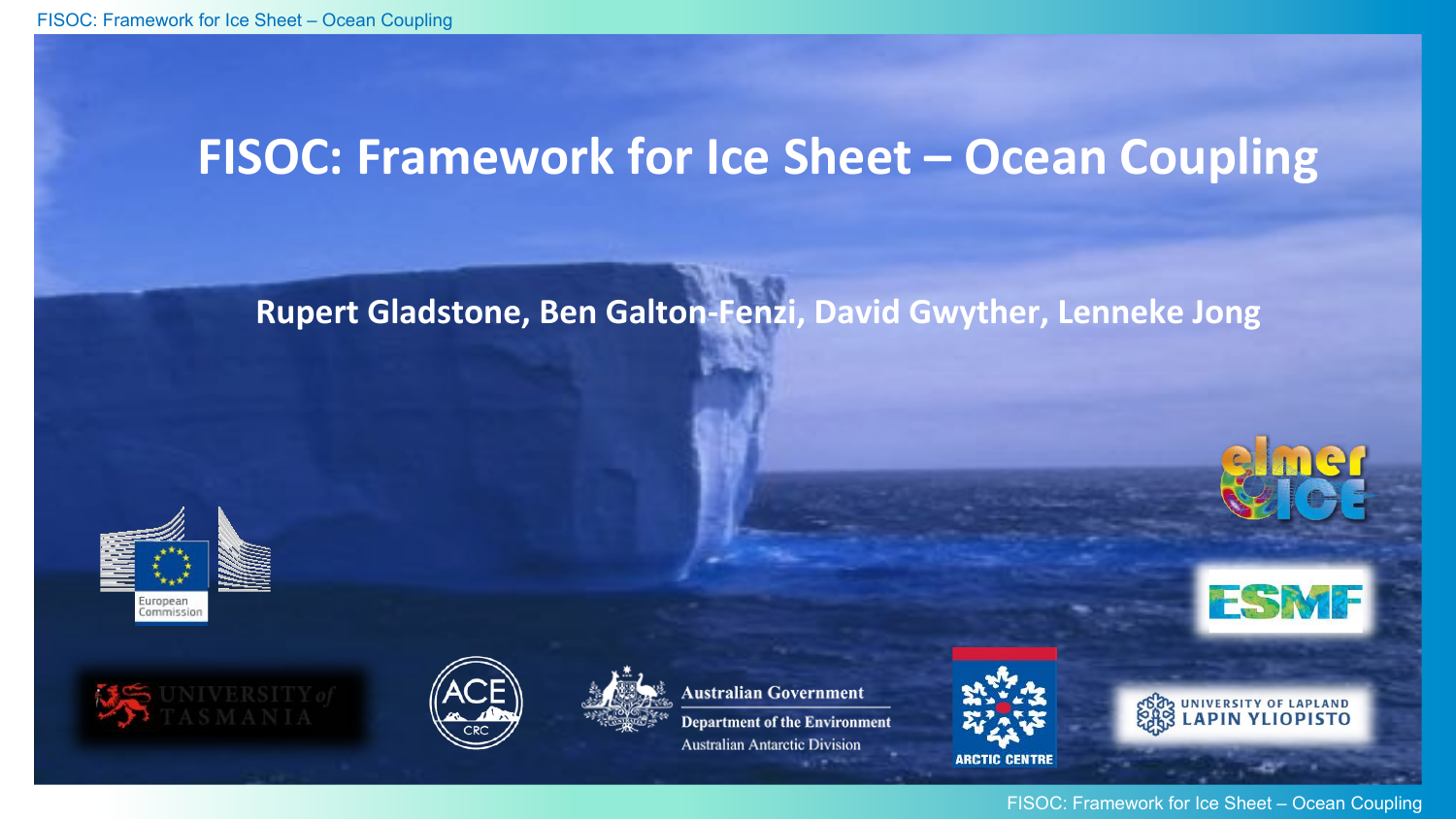# FISOC: Framework for Ice Sheet – Ocean Coupling

**Rupert Gladstone, Ben Galton-Fenzi, David Gwyther, Lenneke Jong**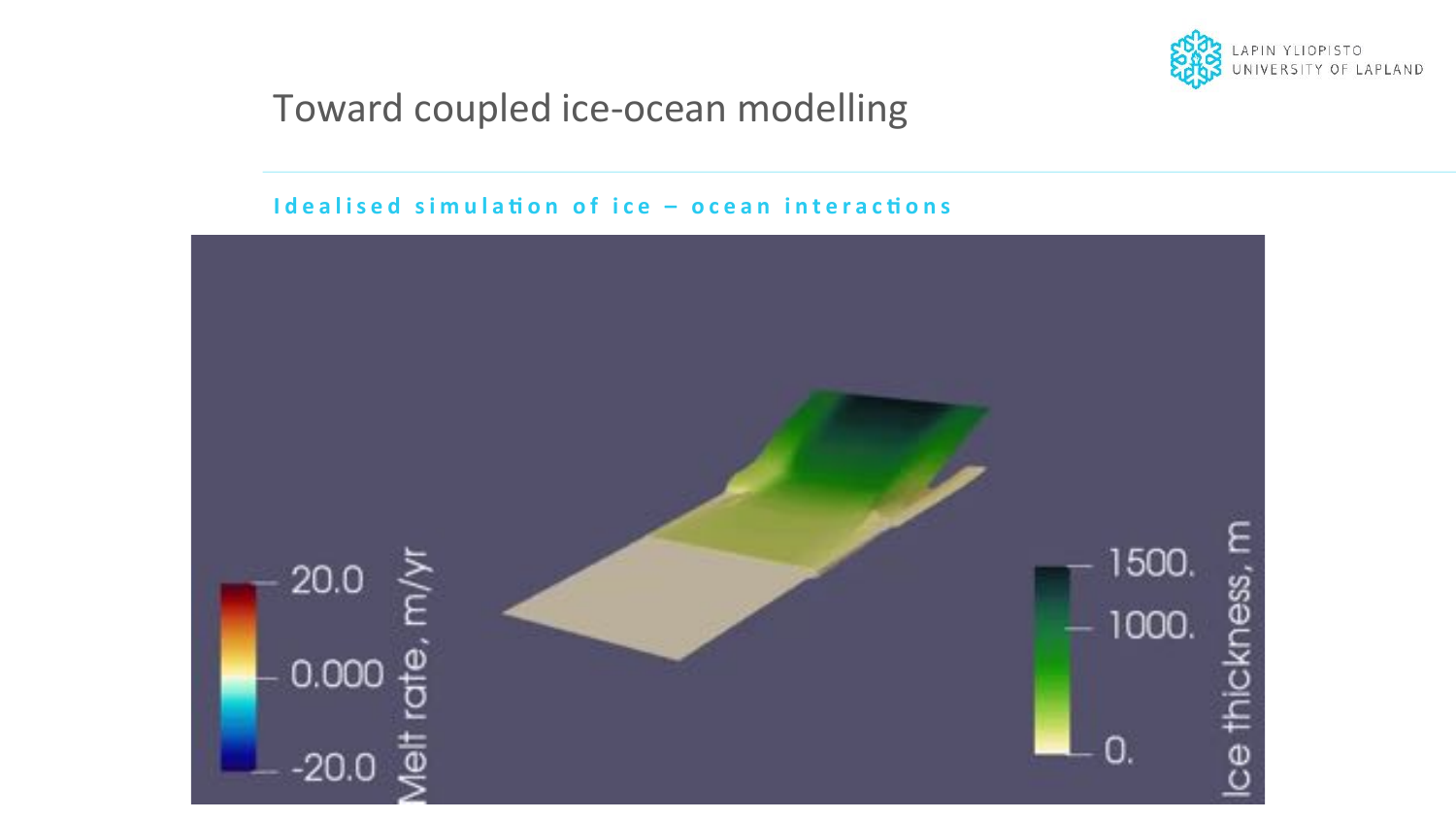# Toward coupled ice-ocean modelling

**Idealised simulation of ice – ocean interactions**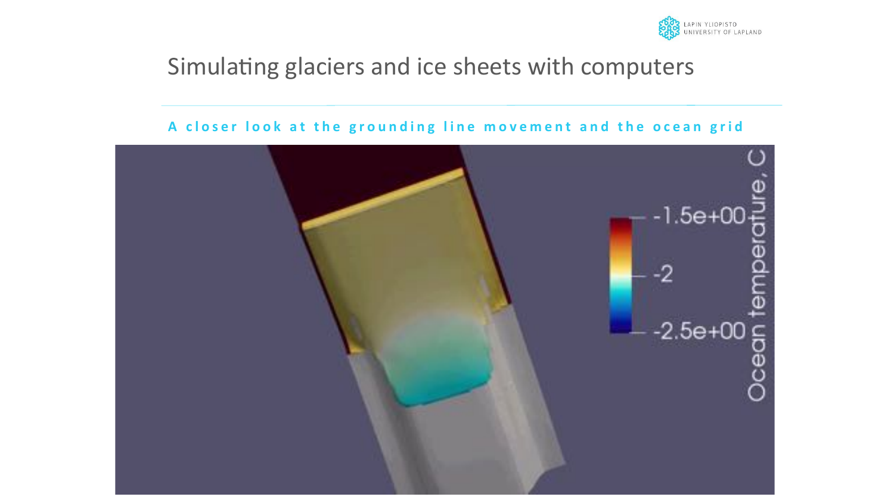# Simulating glaciers and ice sheets with computers

**A closer look at the grounding line movement and the ocean grid**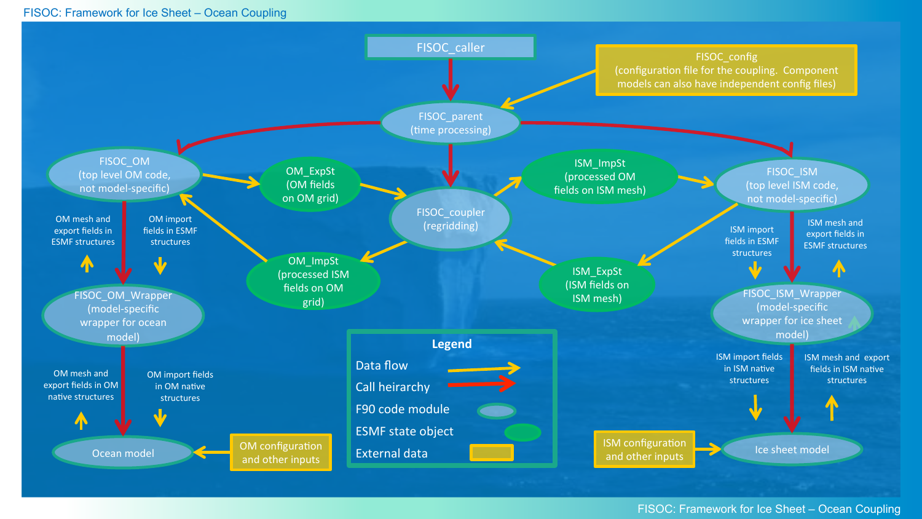# FISOC: Framework for Ice Sheet – Ocean Coupling

FISOC_caller

FISOC_config
(configuration file for the coupling. Component models can also have independent config files)

FISOC_parent
(time processing)

FISOC_OM
(top level OM code, not model-specific)

OM_ExpSt
(OM fields on OM grid)

FISOC_coupler
(regridding)

ISM_ImpSt
(processed OM fields on ISM mesh)

FISOC_ISM
(top level ISM code, not model-specific)

OM mesh and export fields in ESMF structures

OM import fields in ESMF structures

OM_ImpSt
(processed ISM fields on OM grid)

ISM_ExpSt
(ISM fields on ISM mesh)

ISM import fields in ESMF structures

ISM mesh and export fields in ESMF structures

FISOC_OM_Wrapper
(model-specific wrapper for ocean model)

FISOC_ISM_Wrapper
(model-specific wrapper for ice sheet model)

OM mesh and export fields in OM native structures

OM import fields in OM native structures

ISM import fields in ISM native structures

ISM mesh and export fields in ISM native structures

Ocean model

OM configuration and other inputs

ISM configuration and other inputs

Ice sheet model

**Legend**

- Data flow
- Call heirarchy
- F90 code module
- ESMF state object
- External data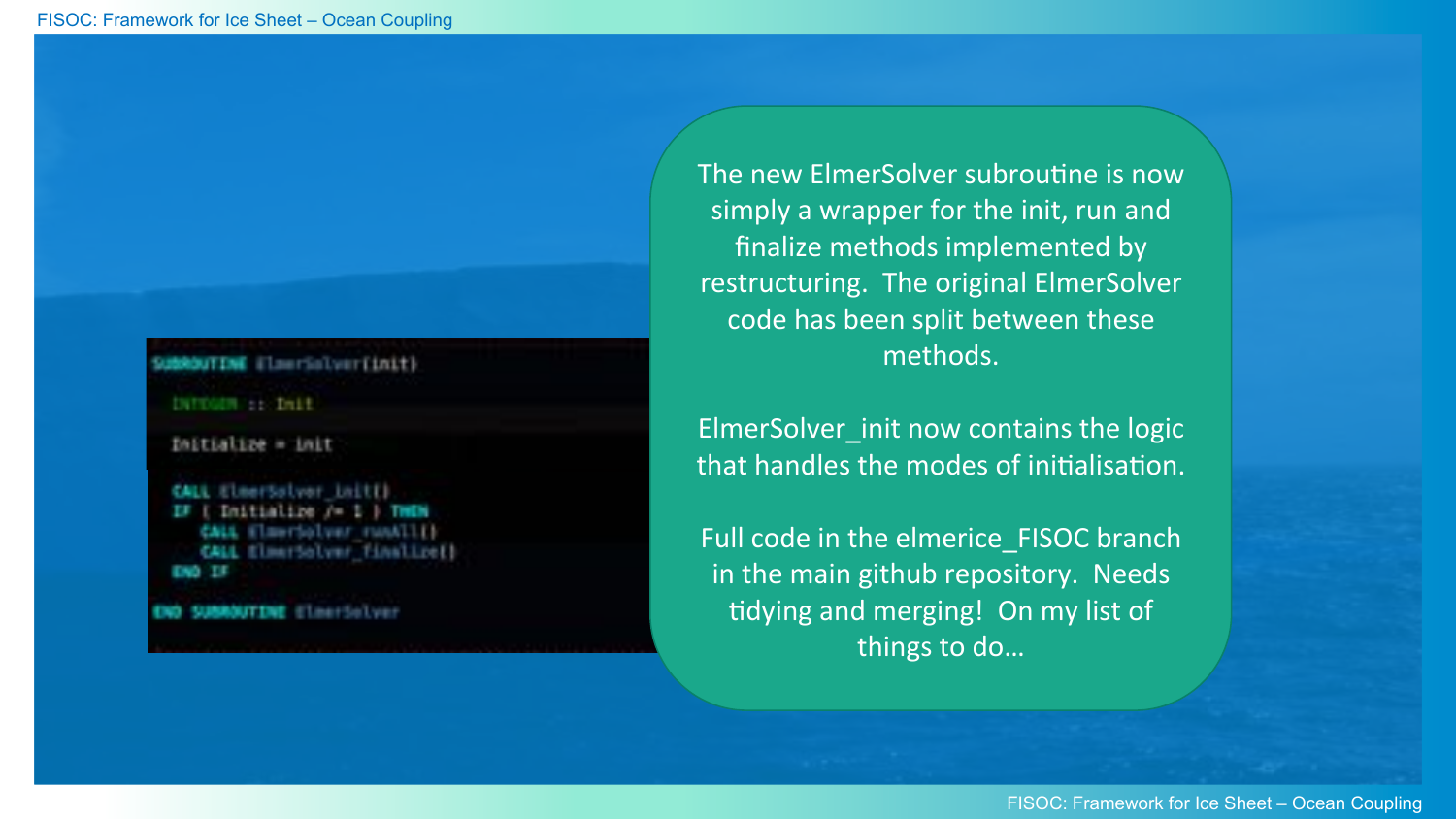```fortran
SUBROUTINE ElmerSolver(init)

  INTEGER :: Init

  Initialize = init

  CALL ElmerSolver_init()
  IF ( Initialize /= 1 ) THEN
     CALL ElmerSolver_runAll()
     CALL ElmerSolver_finalize()
  END IF

END SUBROUTINE ElmerSolver
```

The new ElmerSolver subroutine is now simply a wrapper for the init, run and finalize methods implemented by restructuring. The original ElmerSolver code has been split between these methods.

ElmerSolver_init now contains the logic that handles the modes of initialisation.

Full code in the elmerice_FISOC branch in the main github repository. Needs tidying and merging! On my list of things to do…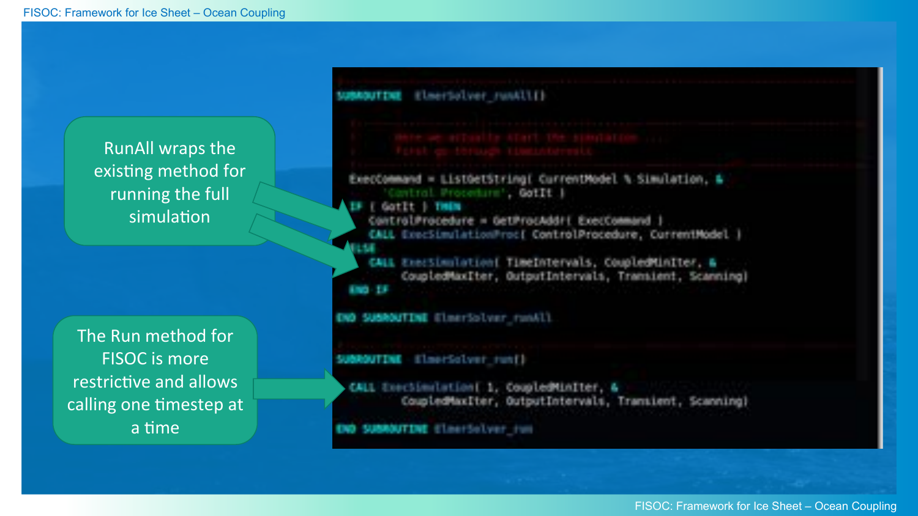RunAll wraps the existing method for running the full simulation

The Run method for FISOC is more restrictive and allows calling one timestep at a time

```
SUBROUTINE ElmerSolver_runAll()

!  Here we actually start the simulation ....
!  First go through timeintervals

  ExecCommand = ListGetString( CurrentModel % Simulation, &
       'Control Procedure', GotIt )
  IF ( GotIt ) THEN
    ControlProcedure = GetProcAddr( ExecCommand )
    CALL ExecSimulationProc( ControlProcedure, CurrentModel )
  ELSE
    CALL ExecSimulation( TimeIntervals, CoupledMinIter, &
         CoupledMaxIter, OutputIntervals, Transient, Scanning)
  END IF

END SUBROUTINE ElmerSolver_runAll


SUBROUTINE ElmerSolver_run()

  CALL ExecSimulation( 1, CoupledMinIter, &
       CoupledMaxIter, OutputIntervals, Transient, Scanning)

END SUBROUTINE ElmerSolver_run
```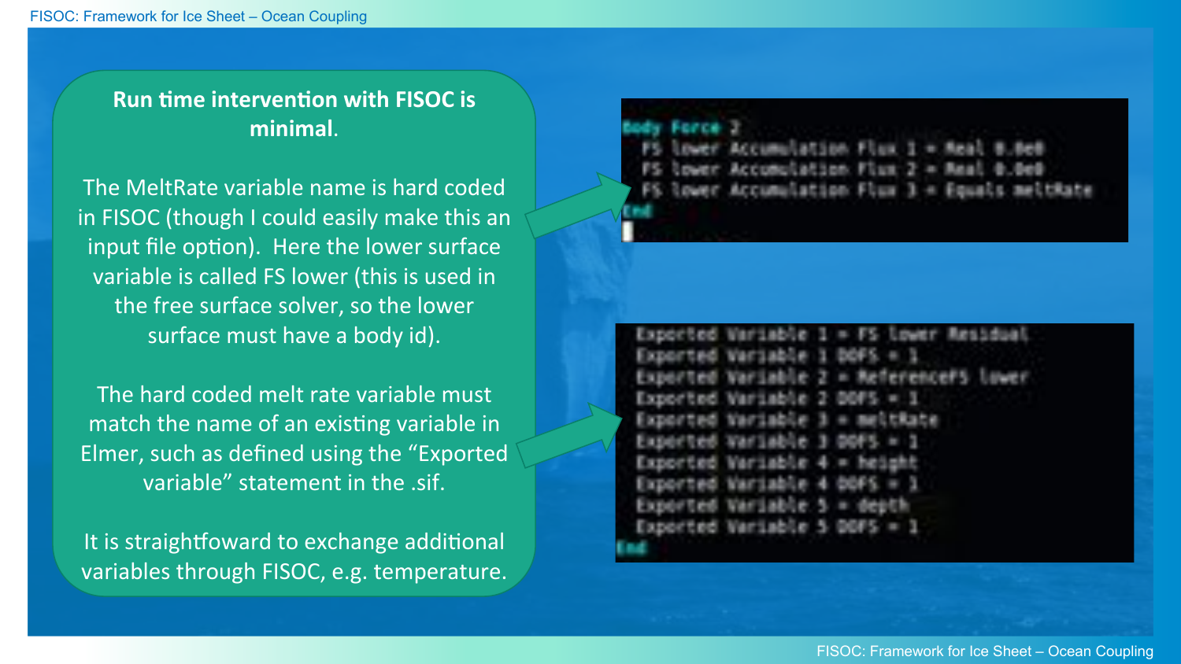**Run time intervention with FISOC is minimal.**

The MeltRate variable name is hard coded in FISOC (though I could easily make this an input file option). Here the lower surface variable is called FS lower (this is used in the free surface solver, so the lower surface must have a body id).

The hard coded melt rate variable must match the name of an existing variable in Elmer, such as defined using the "Exported variable" statement in the .sif.

It is straightfoward to exchange additional variables through FISOC, e.g. temperature.

```
Body Force 2
  FS lower Accumulation Flux 1 = Real 0.0e0
  FS lower Accumulation Flux 2 = Real 0.0e0
  FS lower Accumulation Flux 3 = Equals meltRate
End
```

```
  Exported Variable 1 = FS lower Residual
  Exported Variable 1 DOFS = 1
  Exported Variable 2 = ReferenceFS lower
  Exported Variable 2 DOFS = 1
  Exported Variable 3 = meltRate
  Exported Variable 3 DOFS = 1
  Exported Variable 4 = height
  Exported Variable 4 DOFS = 1
  Exported Variable 5 = depth
  Exported Variable 5 DOFS = 1
End
```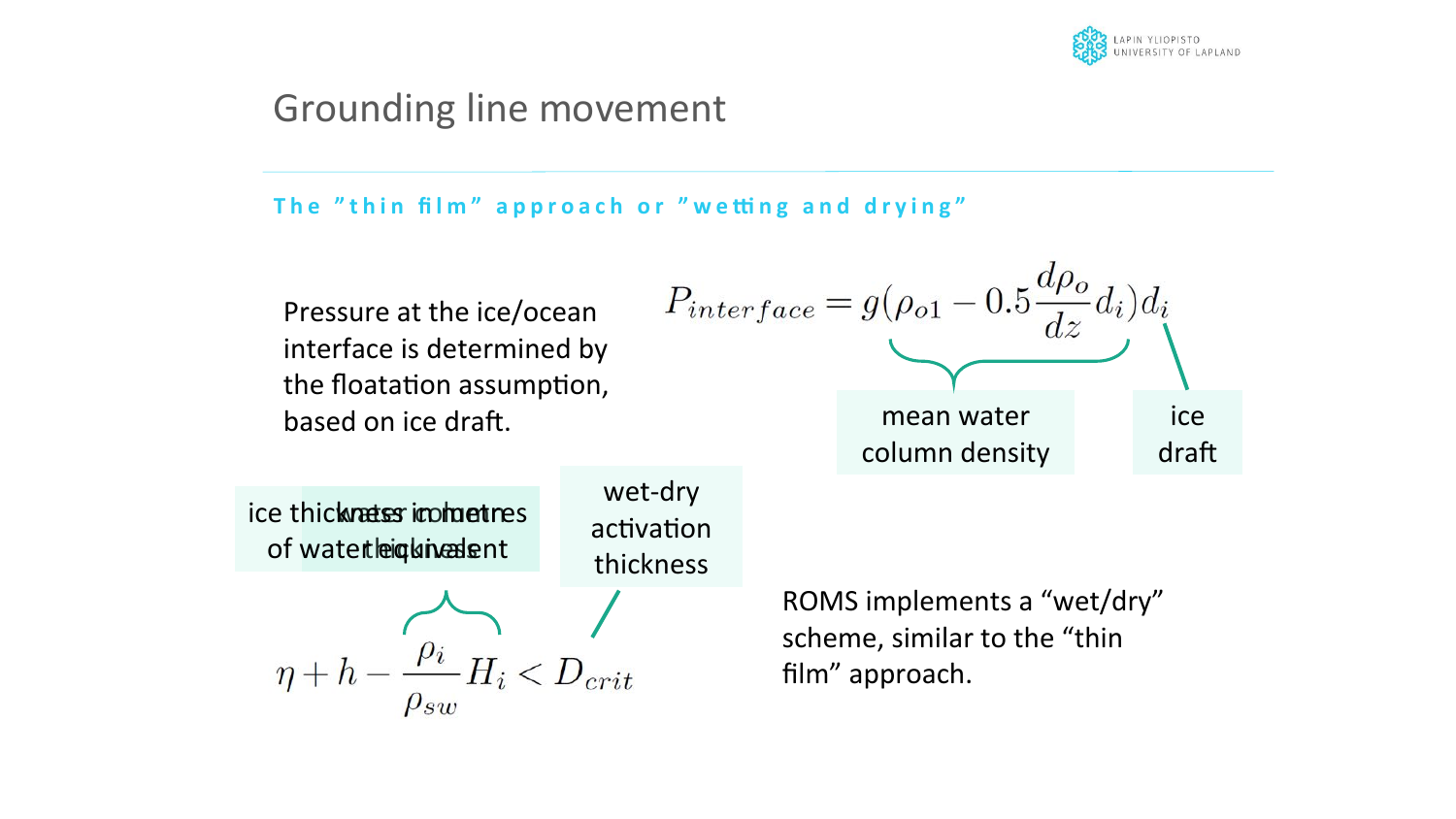# Grounding line movement

**The "thin film" approach or "wetting and drying"**

Pressure at the ice/ocean interface is determined by the floatation assumption, based on ice draft.

$$P_{interface} = g(\rho_{o1} - 0.5\frac{d\rho_o}{dz}d_i)d_i$$

- mean water column density: $g(\rho_{o1} - 0.5\frac{d\rho_o}{dz}d_i)$
- ice draft: $d_i$

$$\eta + h - \frac{\rho_i}{\rho_{sw}}H_i < D_{crit}$$

- ice thickness in metres of water equivalent: $\frac{\rho_i}{\rho_{sw}}H_i$
- water column thickness
- wet-dry activation thickness: $D_{crit}$

ROMS implements a "wet/dry" scheme, similar to the "thin film" approach.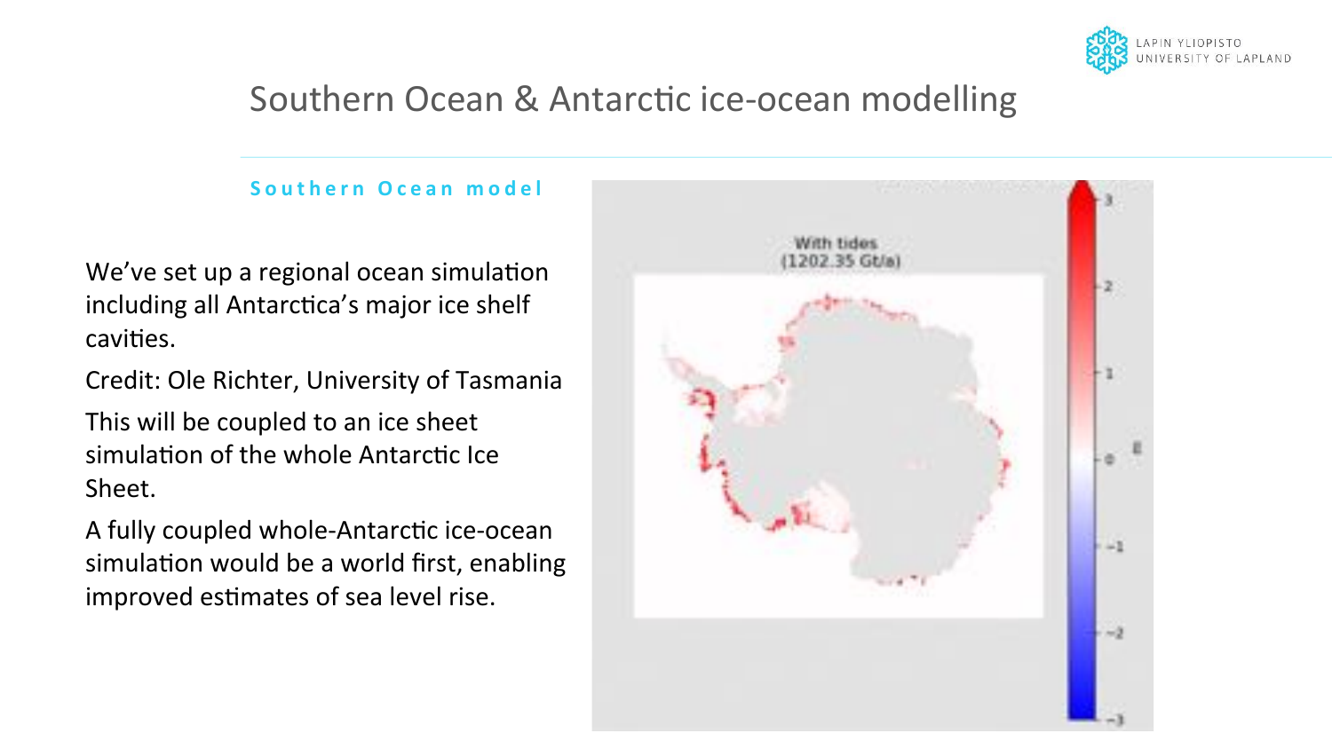# Southern Ocean & Antarctic ice-ocean modelling

### Southern Ocean model

We've set up a regional ocean simulation including all Antarctica's major ice shelf cavities.

Credit: Ole Richter, University of Tasmania

This will be coupled to an ice sheet simulation of the whole Antarctic Ice Sheet.

A fully coupled whole-Antarctic ice-ocean simulation would be a world first, enabling improved estimates of sea level rise.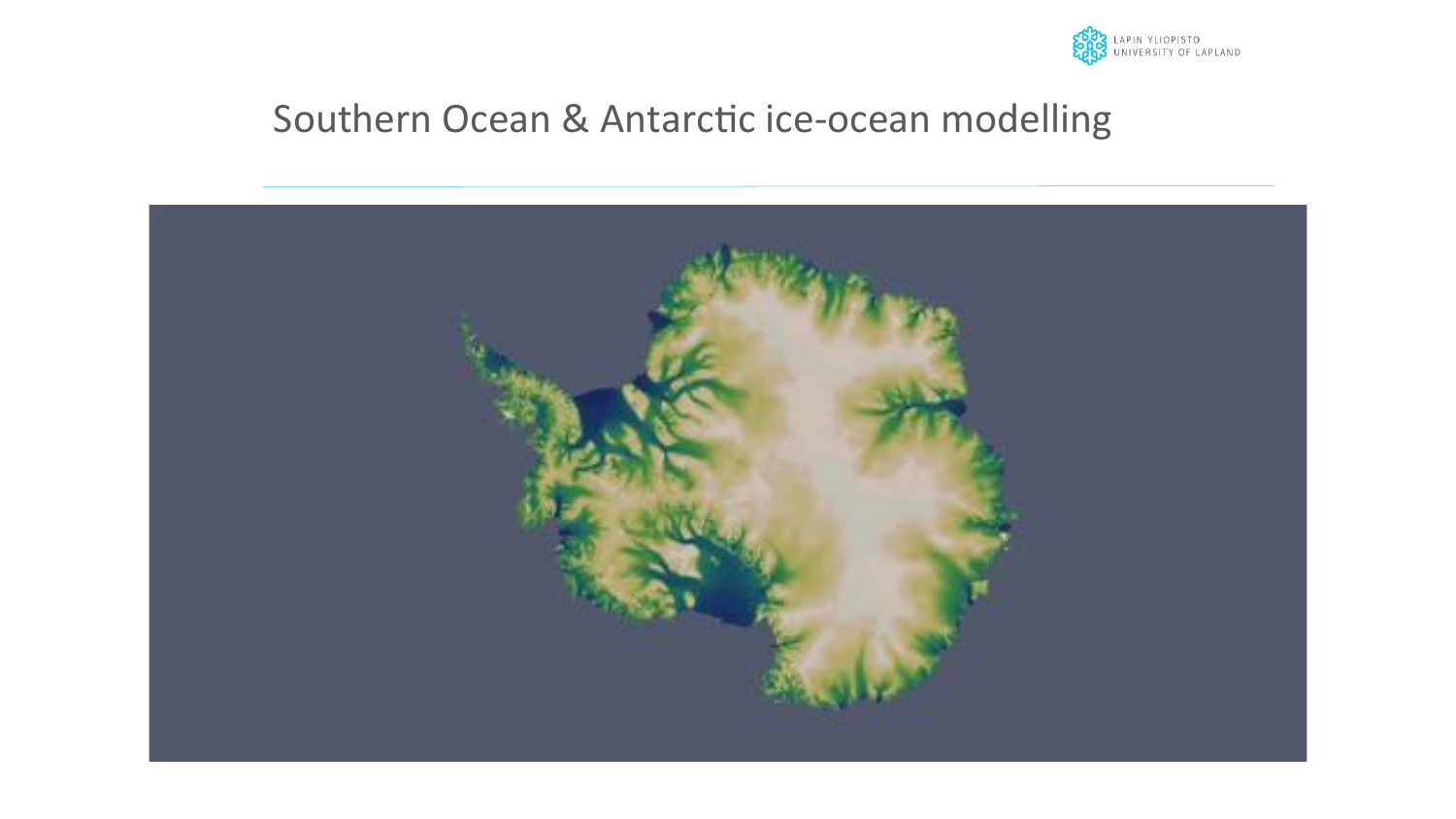# Southern Ocean & Antarctic ice-ocean modelling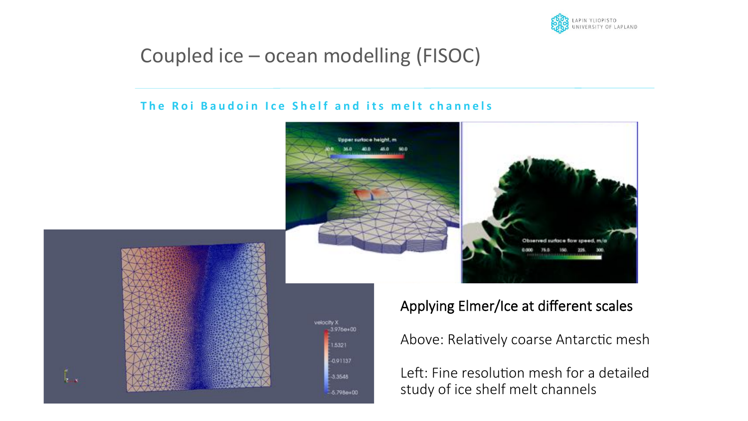# Coupled ice – ocean modelling (FISOC)

**The Roi Baudoin Ice Shelf and its melt channels**

Applying Elmer/Ice at different scales

Above: Relatively coarse Antarctic mesh

Left: Fine resolution mesh for a detailed study of ice shelf melt channels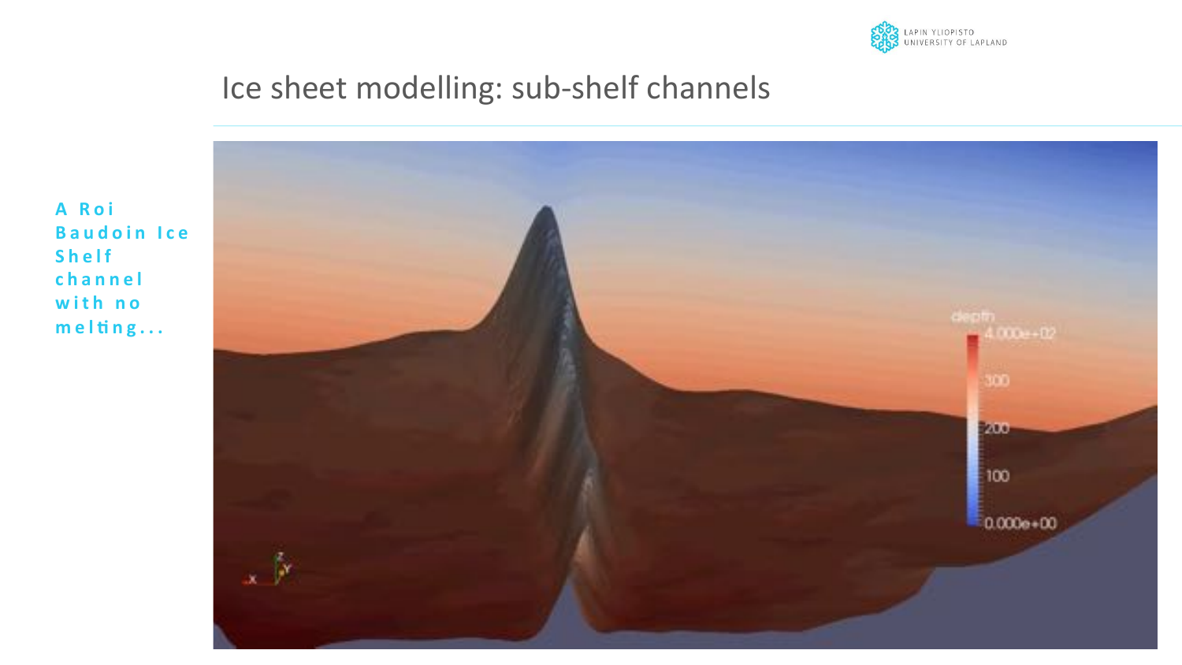# Ice sheet modelling: sub-shelf channels

**A Roi Baudoin Ice Shelf channel with no melting...**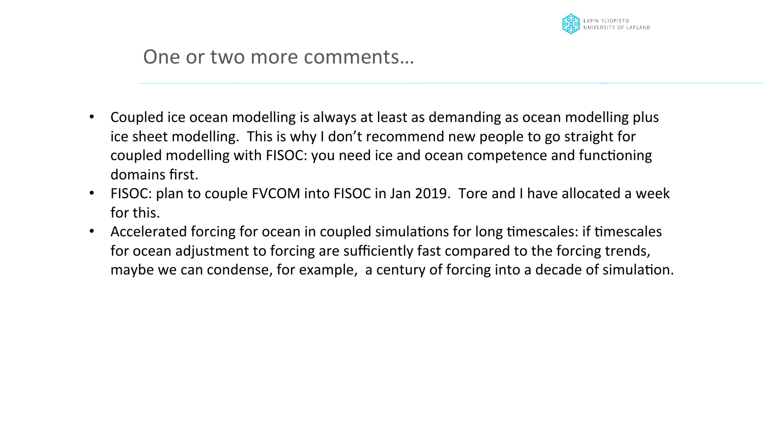# One or two more comments…

- Coupled ice ocean modelling is always at least as demanding as ocean modelling plus ice sheet modelling. This is why I don't recommend new people to go straight for coupled modelling with FISOC: you need ice and ocean competence and functioning domains first.
- FISOC: plan to couple FVCOM into FISOC in Jan 2019. Tore and I have allocated a week for this.
- Accelerated forcing for ocean in coupled simulations for long timescales: if timescales for ocean adjustment to forcing are sufficiently fast compared to the forcing trends, maybe we can condense, for example, a century of forcing into a decade of simulation.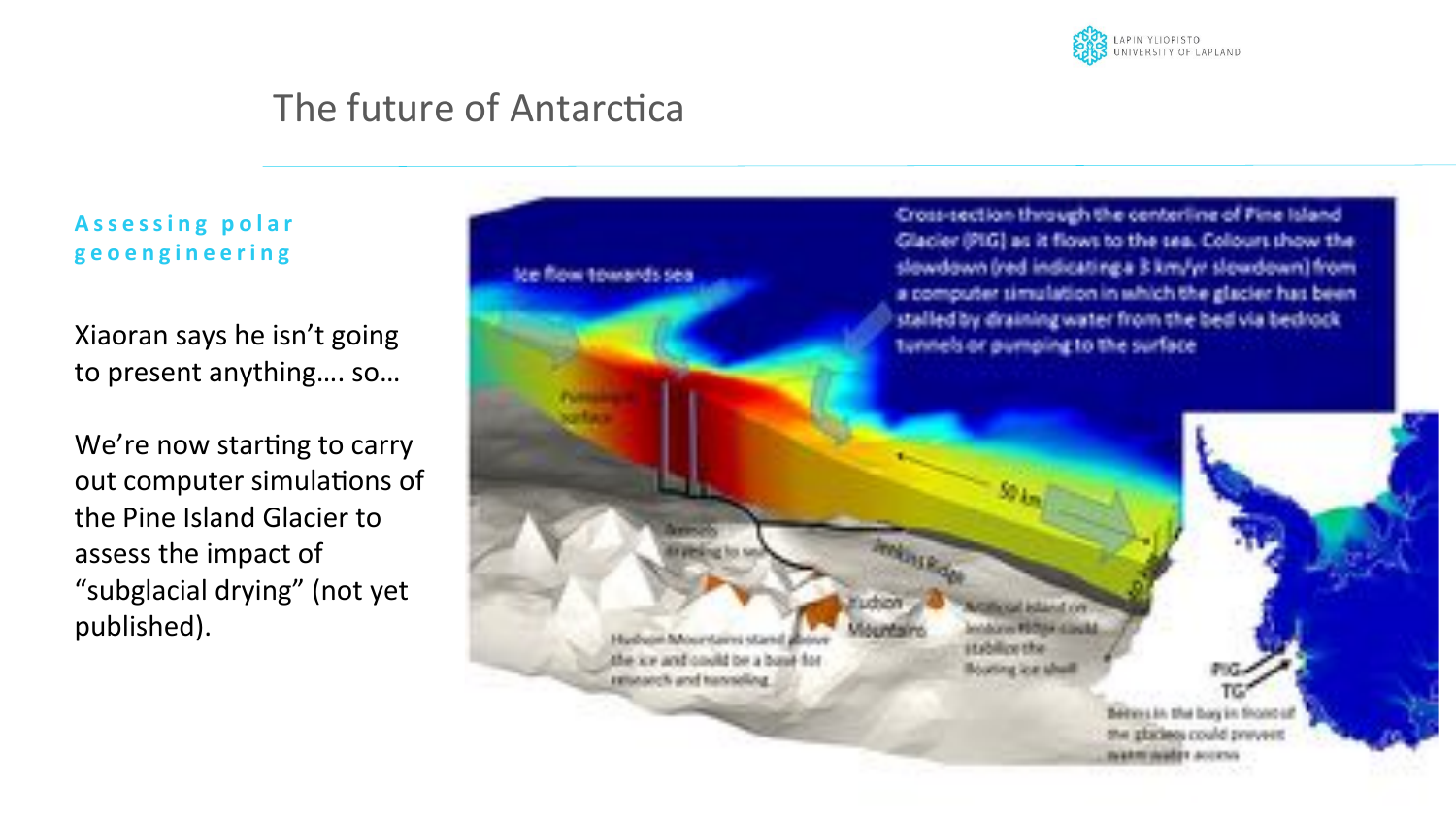# The future of Antarctica

**Assessing polar geoengineering**

Xiaoran says he isn't going to present anything…. so…

We're now starting to carry out computer simulations of the Pine Island Glacier to assess the impact of "subglacial drying" (not yet published).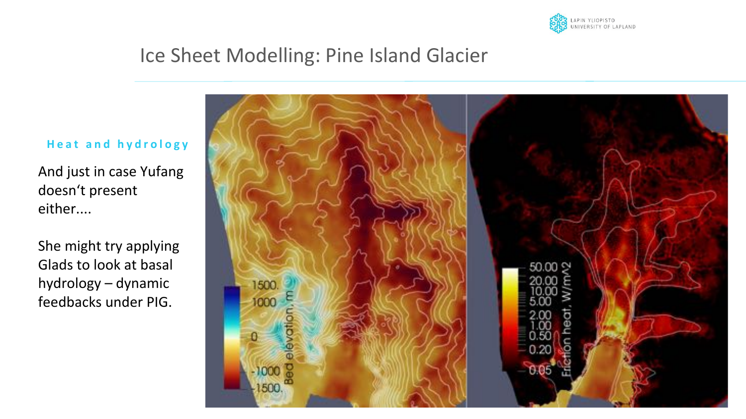# Ice Sheet Modelling: Pine Island Glacier

**Heat and hydrology**

And just in case Yufang doesn‘t present either....

She might try applying Glads to look at basal hydrology – dynamic feedbacks under PIG.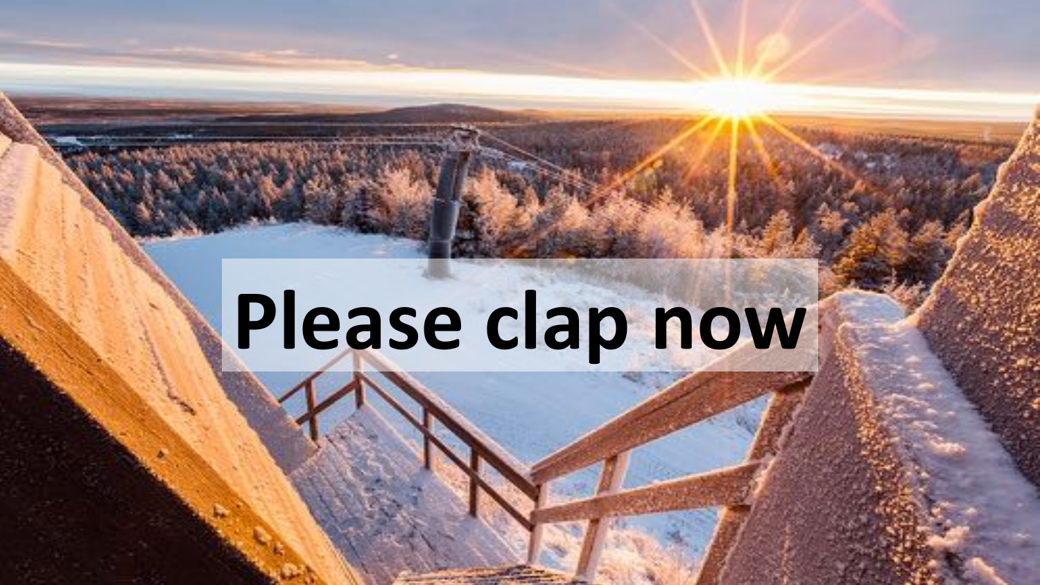# Please clap now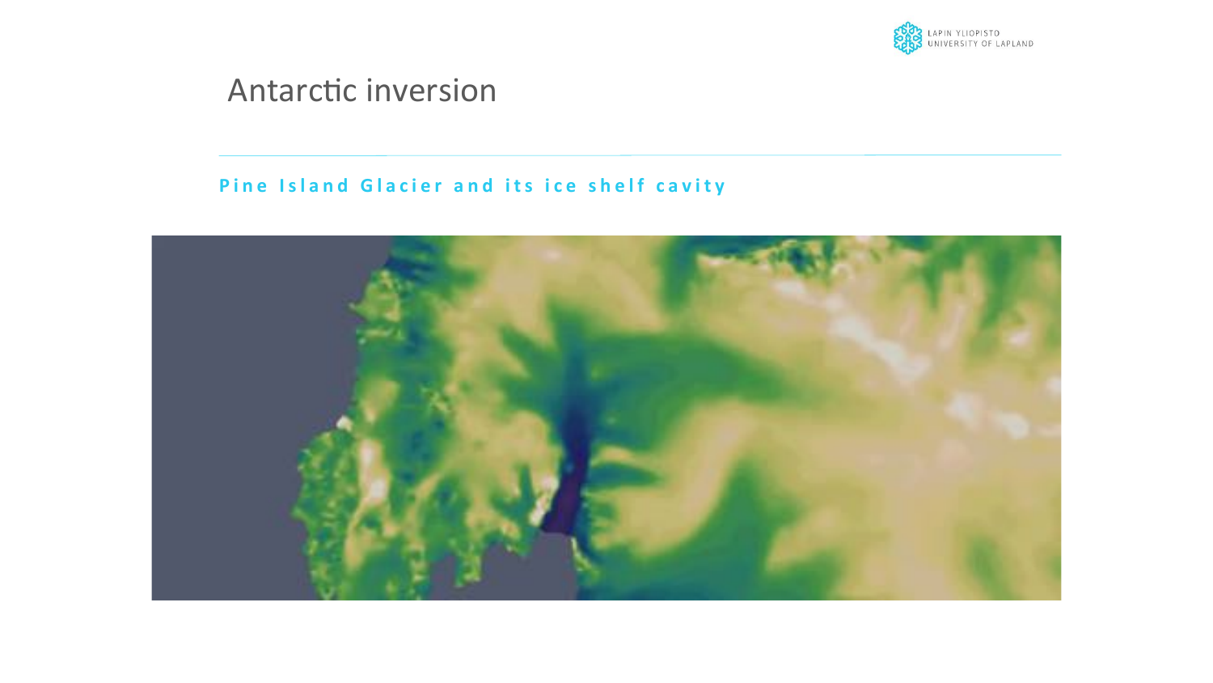# Antarctic inversion

**Pine Island Glacier and its ice shelf cavity**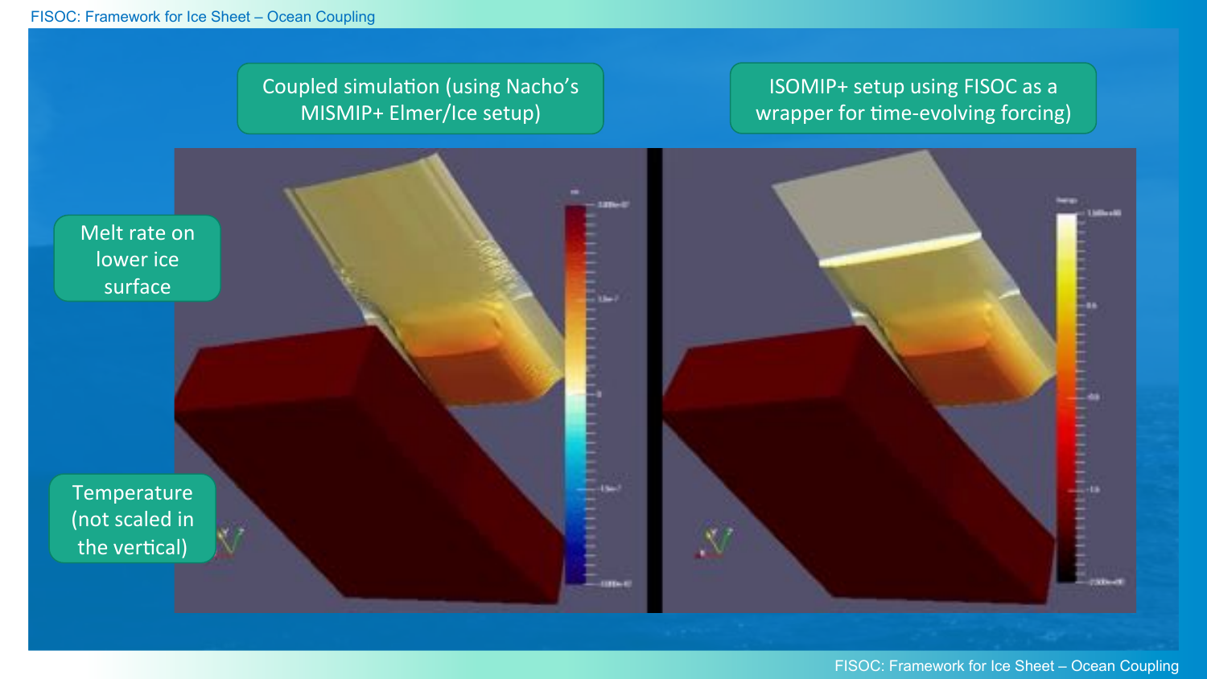Coupled simulation (using Nacho's MISMIP+ Elmer/Ice setup)

ISOMIP+ setup using FISOC as a wrapper for time-evolving forcing)

Melt rate on lower ice surface

Temperature (not scaled in the vertical)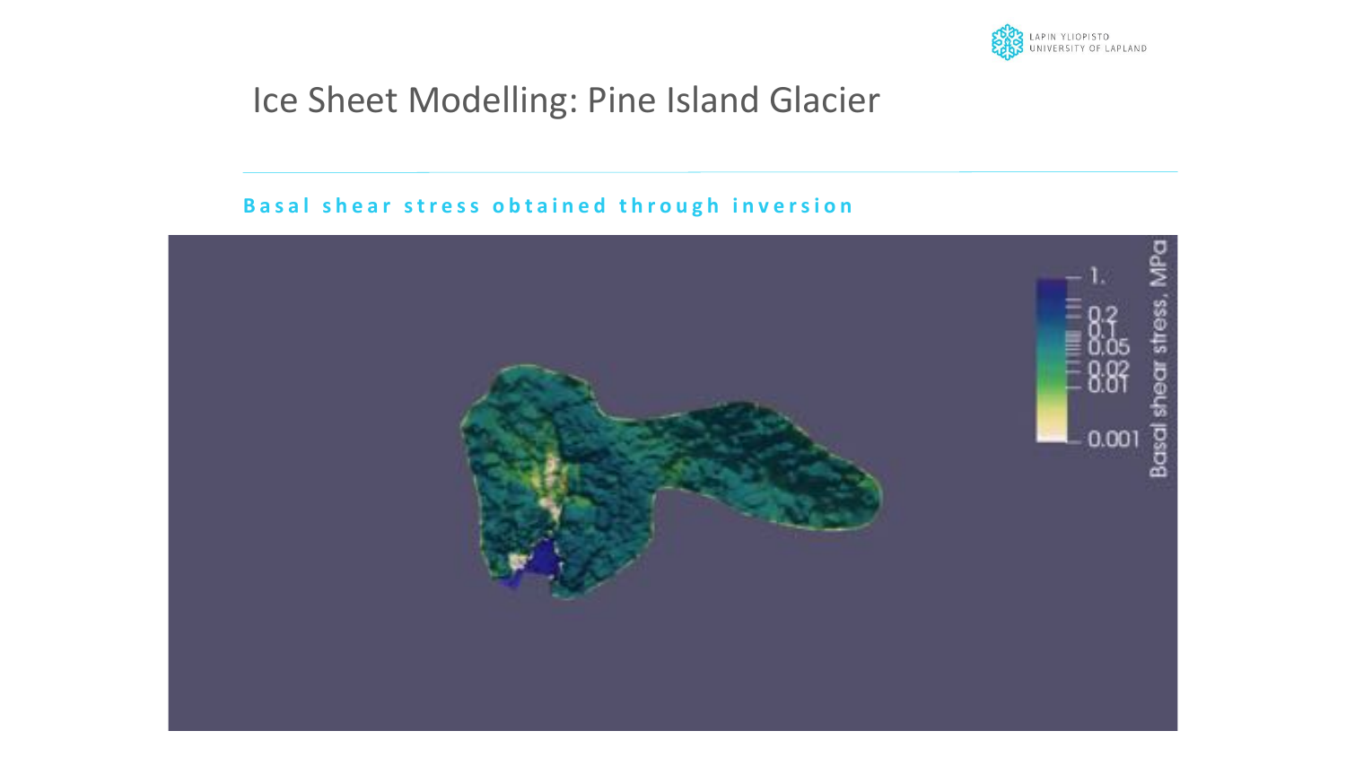# Ice Sheet Modelling: Pine Island Glacier

**Basal shear stress obtained through inversion**

Basal shear stress, MPa

1.

0.2

0.1

0.05

0.02

0.01

0.001